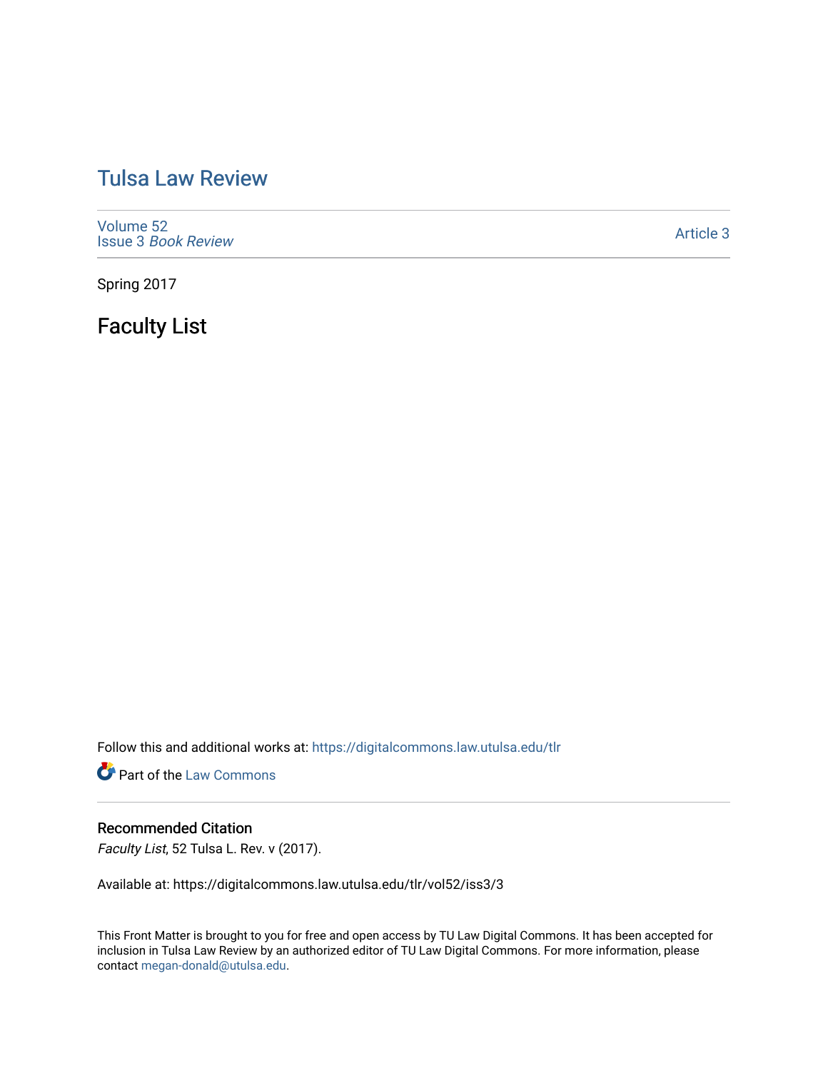# Tulsa Law Review

Volume 52
Issue 3 *Book Review*

Article 3

Spring 2017

## Faculty List

Follow this and additional works at: https://digitalcommons.law.utulsa.edu/tlr

Part of the Law Commons

### Recommended Citation

*Faculty List*, 52 Tulsa L. Rev. v (2017).

Available at: https://digitalcommons.law.utulsa.edu/tlr/vol52/iss3/3

This Front Matter is brought to you for free and open access by TU Law Digital Commons. It has been accepted for inclusion in Tulsa Law Review by an authorized editor of TU Law Digital Commons. For more information, please contact megan-donald@utulsa.edu.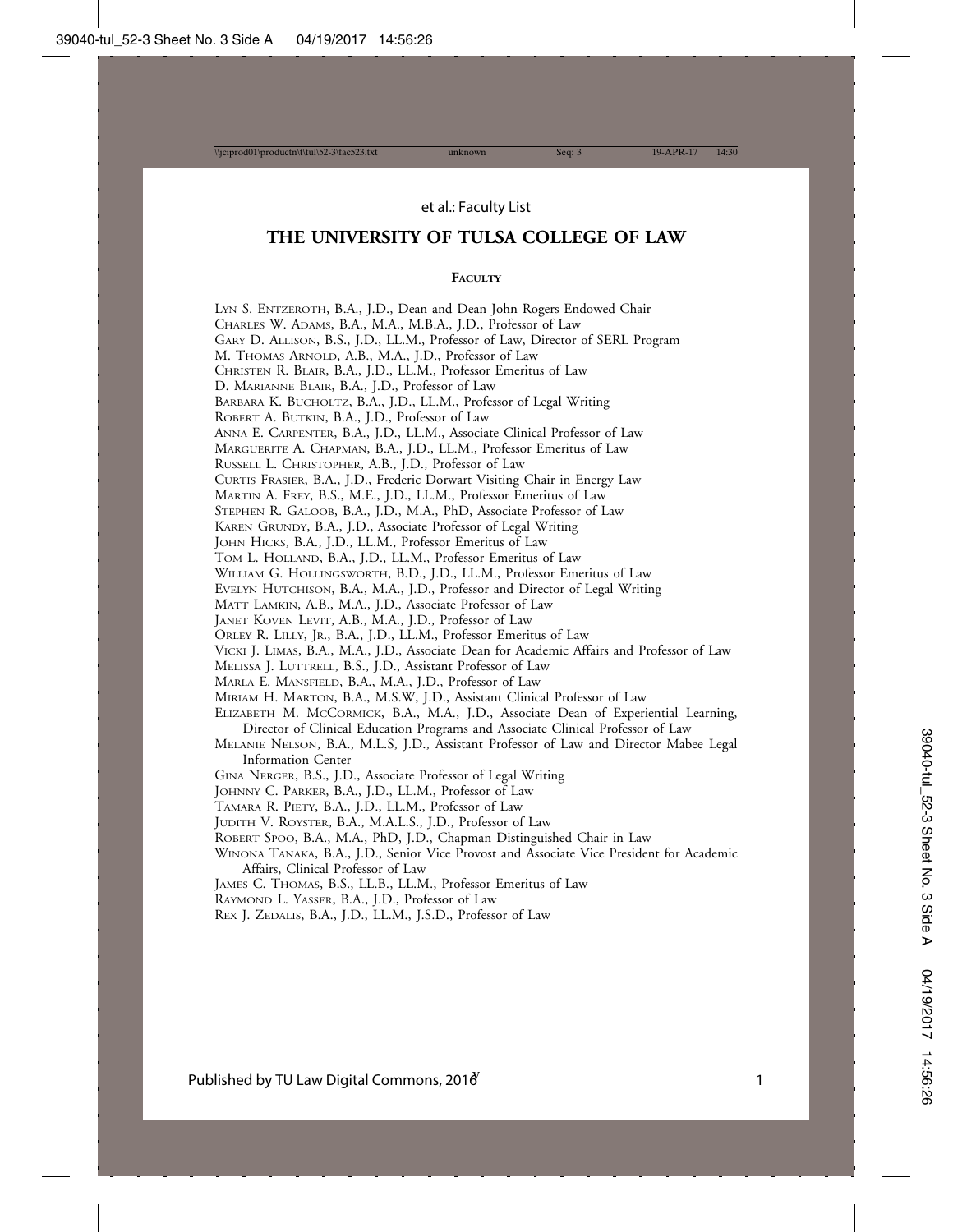# THE UNIVERSITY OF TULSA COLLEGE OF LAW

## FACULTY

LYN S. ENTZEROTH, B.A., J.D., Dean and Dean John Rogers Endowed Chair
CHARLES W. ADAMS, B.A., M.A., M.B.A., J.D., Professor of Law
GARY D. ALLISON, B.S., J.D., LL.M., Professor of Law, Director of SERL Program
M. THOMAS ARNOLD, A.B., M.A., J.D., Professor of Law
CHRISTEN R. BLAIR, B.A., J.D., LL.M., Professor Emeritus of Law
D. MARIANNE BLAIR, B.A., J.D., Professor of Law
BARBARA K. BUCHOLTZ, B.A., J.D., LL.M., Professor of Legal Writing
ROBERT A. BUTKIN, B.A., J.D., Professor of Law
ANNA E. CARPENTER, B.A., J.D., LL.M., Associate Clinical Professor of Law
MARGUERITE A. CHAPMAN, B.A., J.D., LL.M., Professor Emeritus of Law
RUSSELL L. CHRISTOPHER, A.B., J.D., Professor of Law
CURTIS FRASIER, B.A., J.D., Frederic Dorwart Visiting Chair in Energy Law
MARTIN A. FREY, B.S., M.E., J.D., LL.M., Professor Emeritus of Law
STEPHEN R. GALOOB, B.A., J.D., M.A., PhD, Associate Professor of Law
KAREN GRUNDY, B.A., J.D., Associate Professor of Legal Writing
JOHN HICKS, B.A., J.D., LL.M., Professor Emeritus of Law
TOM L. HOLLAND, B.A., J.D., LL.M., Professor Emeritus of Law
WILLIAM G. HOLLINGSWORTH, B.D., J.D., LL.M., Professor Emeritus of Law
EVELYN HUTCHISON, B.A., M.A., J.D., Professor and Director of Legal Writing
MATT LAMKIN, A.B., M.A., J.D., Associate Professor of Law
JANET KOVEN LEVIT, A.B., M.A., J.D., Professor of Law
ORLEY R. LILLY, JR., B.A., J.D., LL.M., Professor Emeritus of Law
VICKI J. LIMAS, B.A., M.A., J.D., Associate Dean for Academic Affairs and Professor of Law
MELISSA J. LUTTRELL, B.S., J.D., Assistant Professor of Law
MARLA E. MANSFIELD, B.A., M.A., J.D., Professor of Law
MIRIAM H. MARTON, B.A., M.S.W, J.D., Assistant Clinical Professor of Law
ELIZABETH M. MCCORMICK, B.A., M.A., J.D., Associate Dean of Experiential Learning, Director of Clinical Education Programs and Associate Clinical Professor of Law
MELANIE NELSON, B.A., M.L.S, J.D., Assistant Professor of Law and Director Mabee Legal Information Center
GINA NERGER, B.S., J.D., Associate Professor of Legal Writing
JOHNNY C. PARKER, B.A., J.D., LL.M., Professor of Law
TAMARA R. PIETY, B.A., J.D., LL.M., Professor of Law
JUDITH V. ROYSTER, B.A., M.A.L.S., J.D., Professor of Law
ROBERT SPOO, B.A., M.A., PhD, J.D., Chapman Distinguished Chair in Law
WINONA TANAKA, B.A., J.D., Senior Vice Provost and Associate Vice President for Academic Affairs, Clinical Professor of Law
JAMES C. THOMAS, B.S., LL.B., LL.M., Professor Emeritus of Law
RAYMOND L. YASSER, B.A., J.D., Professor of Law
REX J. ZEDALIS, B.A., J.D., LL.M., J.S.D., Professor of Law